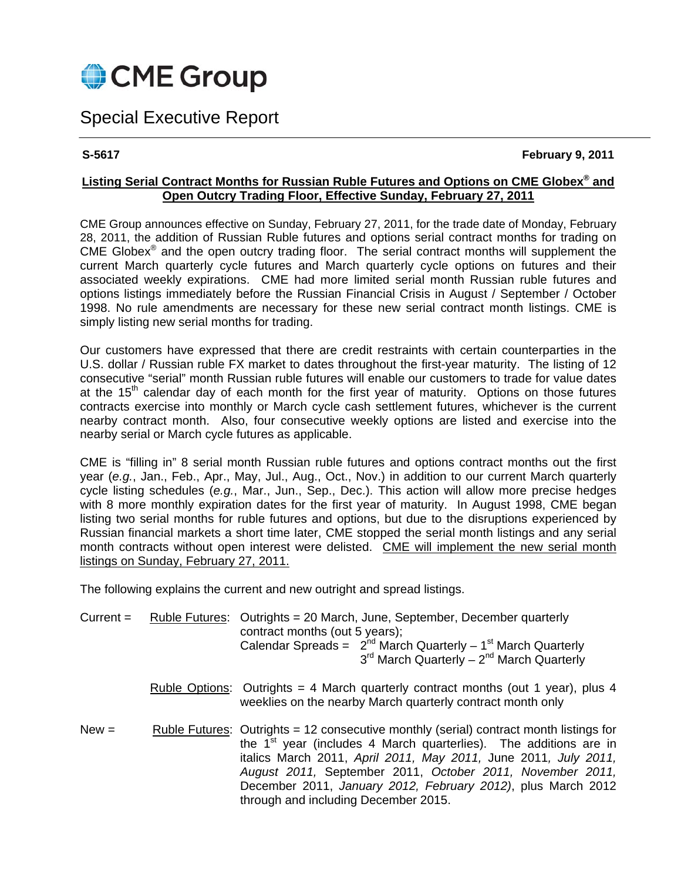# CME Group

## Special Executive Report

**S-5617** **February 9, 2011**

**Listing Serial Contract Months for Russian Ruble Futures and Options on CME Globex® and Open Outcry Trading Floor, Effective Sunday, February 27, 2011**

CME Group announces effective on Sunday, February 27, 2011, for the trade date of Monday, February 28, 2011, the addition of Russian Ruble futures and options serial contract months for trading on CME Globex® and the open outcry trading floor. The serial contract months will supplement the current March quarterly cycle futures and March quarterly cycle options on futures and their associated weekly expirations. CME had more limited serial month Russian ruble futures and options listings immediately before the Russian Financial Crisis in August / September / October 1998. No rule amendments are necessary for these new serial contract month listings. CME is simply listing new serial months for trading.

Our customers have expressed that there are credit restraints with certain counterparties in the U.S. dollar / Russian ruble FX market to dates throughout the first-year maturity. The listing of 12 consecutive "serial" month Russian ruble futures will enable our customers to trade for value dates at the 15th calendar day of each month for the first year of maturity. Options on those futures contracts exercise into monthly or March cycle cash settlement futures, whichever is the current nearby contract month. Also, four consecutive weekly options are listed and exercise into the nearby serial or March cycle futures as applicable.

CME is "filling in" 8 serial month Russian ruble futures and options contract months out the first year (*e.g.*, Jan., Feb., Apr., May, Jul., Aug., Oct., Nov.) in addition to our current March quarterly cycle listing schedules (*e.g.*, Mar., Jun., Sep., Dec.). This action will allow more precise hedges with 8 more monthly expiration dates for the first year of maturity. In August 1998, CME began listing two serial months for ruble futures and options, but due to the disruptions experienced by Russian financial markets a short time later, CME stopped the serial month listings and any serial month contracts without open interest were delisted. CME will implement the new serial month listings on Sunday, February 27, 2011.

The following explains the current and new outright and spread listings.

Current = Ruble Futures: Outrights = 20 March, June, September, December quarterly contract months (out 5 years);
Calendar Spreads = 2nd March Quarterly – 1st March Quarterly
3rd March Quarterly – 2nd March Quarterly

Ruble Options: Outrights = 4 March quarterly contract months (out 1 year), plus 4 weeklies on the nearby March quarterly contract month only

New = Ruble Futures: Outrights = 12 consecutive monthly (serial) contract month listings for the 1st year (includes 4 March quarterlies). The additions are in italics March 2011, *April 2011, May 2011,* June 2011*, July 2011, August 2011,* September 2011, *October 2011, November 2011,* December 2011, *January 2012, February 2012)*, plus March 2012 through and including December 2015.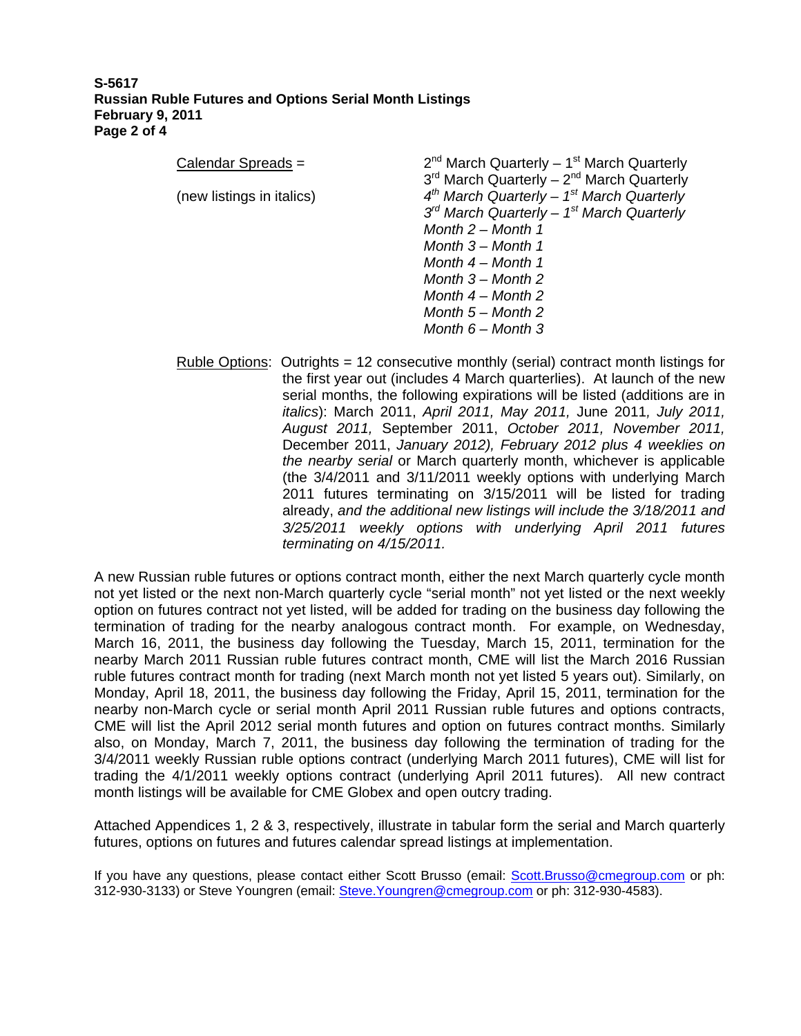Calendar Spreads = 2nd March Quarterly – 1st March Quarterly
3rd March Quarterly – 2nd March Quarterly

(new listings in italics)

*4th March Quarterly – 1st March Quarterly*
*3rd March Quarterly – 1st March Quarterly*
*Month 2 – Month 1*
*Month 3 – Month 1*
*Month 4 – Month 1*
*Month 3 – Month 2*
*Month 4 – Month 2*
*Month 5 – Month 2*
*Month 6 – Month 3*

Ruble Options: Outrights = 12 consecutive monthly (serial) contract month listings for the first year out (includes 4 March quarterlies). At launch of the new serial months, the following expirations will be listed (additions are in *italics*): March 2011, *April 2011, May 2011,* June 2011, *July 2011, August 2011,* September 2011, *October 2011, November 2011,* December 2011, *January 2012), February 2012 plus 4 weeklies on the nearby serial* or March quarterly month, whichever is applicable (the 3/4/2011 and 3/11/2011 weekly options with underlying March 2011 futures terminating on 3/15/2011 will be listed for trading already, *and the additional new listings will include the 3/18/2011 and 3/25/2011 weekly options with underlying April 2011 futures terminating on 4/15/2011.*

A new Russian ruble futures or options contract month, either the next March quarterly cycle month not yet listed or the next non-March quarterly cycle "serial month" not yet listed or the next weekly option on futures contract not yet listed, will be added for trading on the business day following the termination of trading for the nearby analogous contract month. For example, on Wednesday, March 16, 2011, the business day following the Tuesday, March 15, 2011, termination for the nearby March 2011 Russian ruble futures contract month, CME will list the March 2016 Russian ruble futures contract month for trading (next March month not yet listed 5 years out). Similarly, on Monday, April 18, 2011, the business day following the Friday, April 15, 2011, termination for the nearby non-March cycle or serial month April 2011 Russian ruble futures and options contracts, CME will list the April 2012 serial month futures and option on futures contract months. Similarly also, on Monday, March 7, 2011, the business day following the termination of trading for the 3/4/2011 weekly Russian ruble options contract (underlying March 2011 futures), CME will list for trading the 4/1/2011 weekly options contract (underlying April 2011 futures). All new contract month listings will be available for CME Globex and open outcry trading.

Attached Appendices 1, 2 & 3, respectively, illustrate in tabular form the serial and March quarterly futures, options on futures and futures calendar spread listings at implementation.

If you have any questions, please contact either Scott Brusso (email: Scott.Brusso@cmegroup.com or ph: 312-930-3133) or Steve Youngren (email: Steve.Youngren@cmegroup.com or ph: 312-930-4583).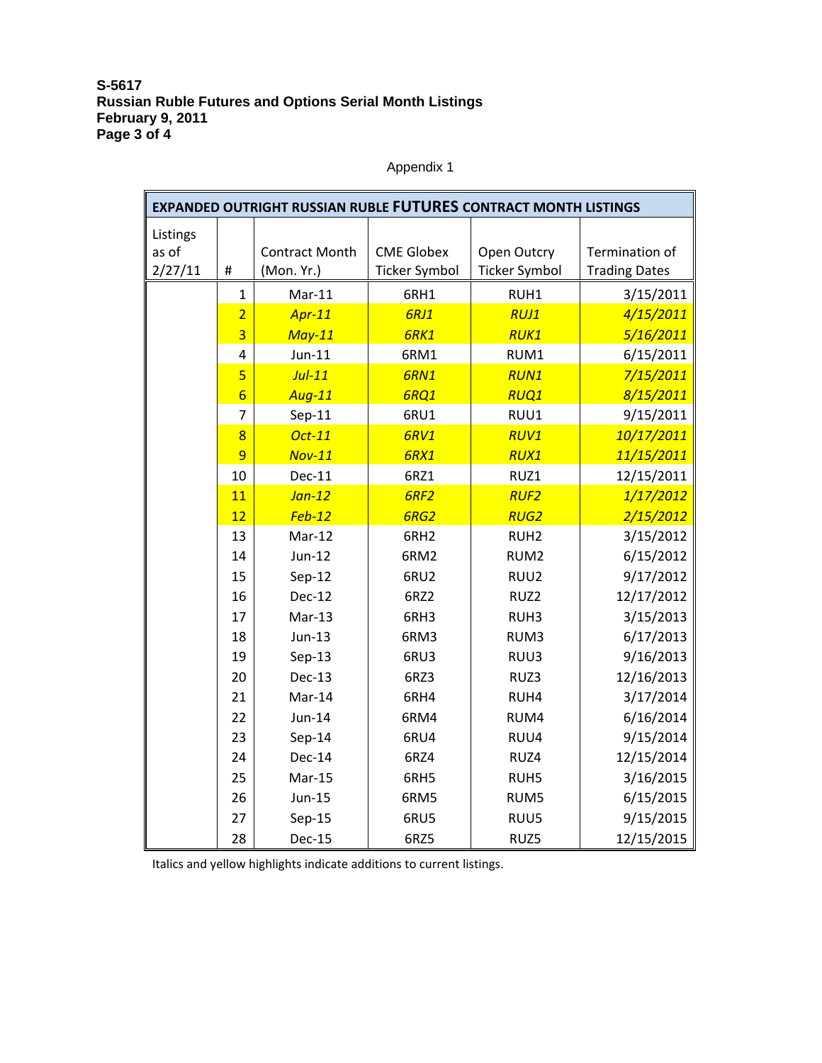Appendix 1

| EXPANDED OUTRIGHT RUSSIAN RUBLE **FUTURES** CONTRACT MONTH LISTINGS | | | | | |
|---|---|---|---|---|---|
| Listings as of 2/27/11 | # | Contract Month (Mon. Yr.) | CME Globex Ticker Symbol | Open Outcry Ticker Symbol | Termination of Trading Dates |
| | 1 | Mar-11 | 6RH1 | RUH1 | 3/15/2011 |
| | 2 | *Apr-11* | *6RJ1* | *RUJ1* | *4/15/2011* |
| | 3 | *May-11* | *6RK1* | *RUK1* | *5/16/2011* |
| | 4 | Jun-11 | 6RM1 | RUM1 | 6/15/2011 |
| | 5 | *Jul-11* | *6RN1* | *RUN1* | *7/15/2011* |
| | 6 | *Aug-11* | *6RQ1* | *RUQ1* | *8/15/2011* |
| | 7 | Sep-11 | 6RU1 | RUU1 | 9/15/2011 |
| | 8 | *Oct-11* | *6RV1* | *RUV1* | *10/17/2011* |
| | 9 | *Nov-11* | *6RX1* | *RUX1* | *11/15/2011* |
| | 10 | Dec-11 | 6RZ1 | RUZ1 | 12/15/2011 |
| | 11 | *Jan-12* | *6RF2* | *RUF2* | *1/17/2012* |
| | 12 | *Feb-12* | *6RG2* | *RUG2* | *2/15/2012* |
| | 13 | Mar-12 | 6RH2 | RUH2 | 3/15/2012 |
| | 14 | Jun-12 | 6RM2 | RUM2 | 6/15/2012 |
| | 15 | Sep-12 | 6RU2 | RUU2 | 9/17/2012 |
| | 16 | Dec-12 | 6RZ2 | RUZ2 | 12/17/2012 |
| | 17 | Mar-13 | 6RH3 | RUH3 | 3/15/2013 |
| | 18 | Jun-13 | 6RM3 | RUM3 | 6/17/2013 |
| | 19 | Sep-13 | 6RU3 | RUU3 | 9/16/2013 |
| | 20 | Dec-13 | 6RZ3 | RUZ3 | 12/16/2013 |
| | 21 | Mar-14 | 6RH4 | RUH4 | 3/17/2014 |
| | 22 | Jun-14 | 6RM4 | RUM4 | 6/16/2014 |
| | 23 | Sep-14 | 6RU4 | RUU4 | 9/15/2014 |
| | 24 | Dec-14 | 6RZ4 | RUZ4 | 12/15/2014 |
| | 25 | Mar-15 | 6RH5 | RUH5 | 3/16/2015 |
| | 26 | Jun-15 | 6RM5 | RUM5 | 6/15/2015 |
| | 27 | Sep-15 | 6RU5 | RUU5 | 9/15/2015 |
| | 28 | Dec-15 | 6RZ5 | RUZ5 | 12/15/2015 |

Italics and yellow highlights indicate additions to current listings.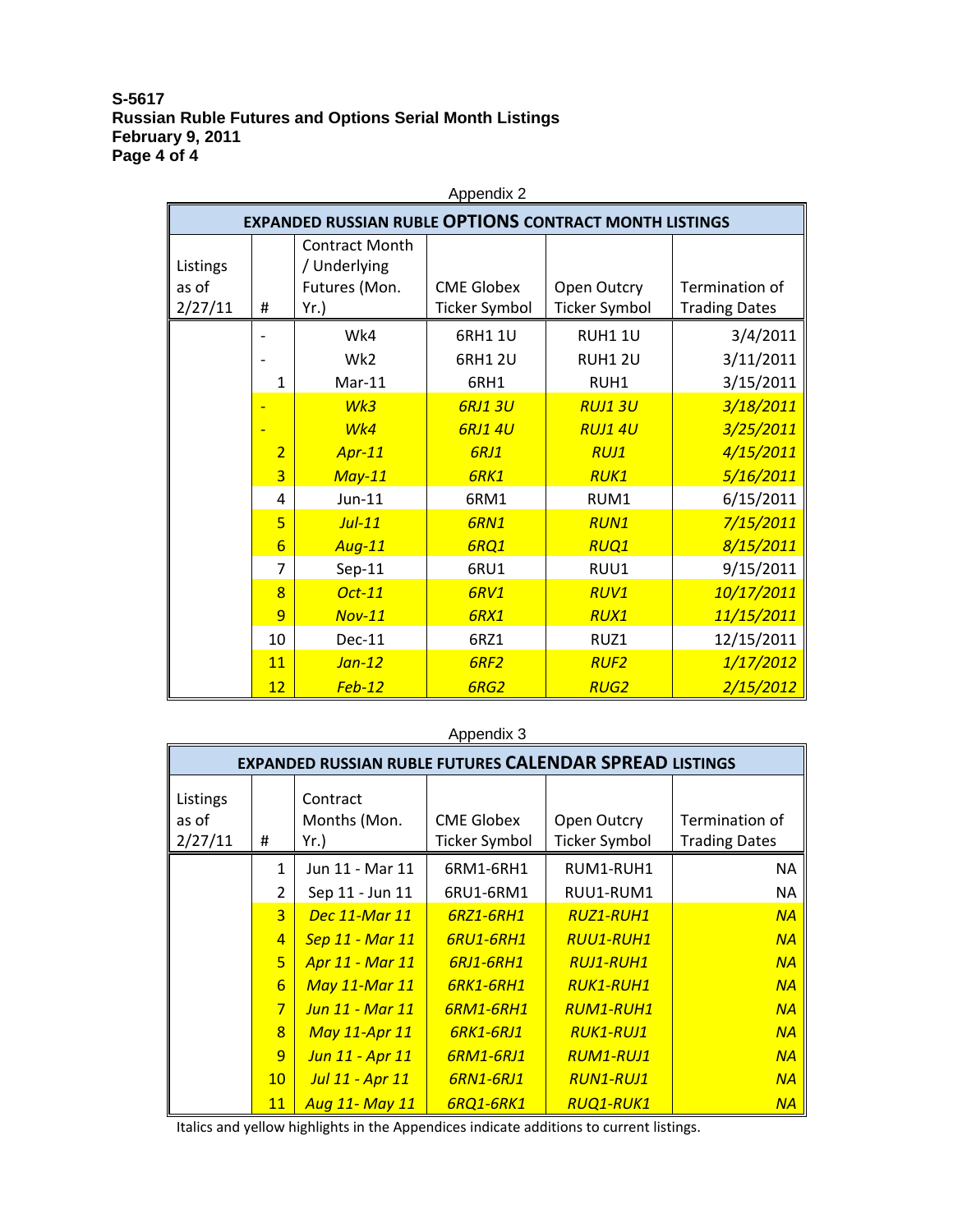Appendix 2

| EXPANDED RUSSIAN RUBLE OPTIONS CONTRACT MONTH LISTINGS | | | | | |
|---|---|---|---|---|---|
| Listings as of 2/27/11 | # | Contract Month / Underlying Futures (Mon. Yr.) | CME Globex Ticker Symbol | Open Outcry Ticker Symbol | Termination of Trading Dates |
| | - | Wk4 | 6RH1 1U | RUH1 1U | 3/4/2011 |
| | - | Wk2 | 6RH1 2U | RUH1 2U | 3/11/2011 |
| | 1 | Mar-11 | 6RH1 | RUH1 | 3/15/2011 |
| | - | *Wk3* | *6RJ1 3U* | *RUJ1 3U* | *3/18/2011* |
| | - | *Wk4* | *6RJ1 4U* | *RUJ1 4U* | *3/25/2011* |
| | 2 | *Apr-11* | *6RJ1* | *RUJ1* | *4/15/2011* |
| | 3 | *May-11* | *6RK1* | *RUK1* | *5/16/2011* |
| | 4 | Jun-11 | 6RM1 | RUM1 | 6/15/2011 |
| | 5 | *Jul-11* | *6RN1* | *RUN1* | *7/15/2011* |
| | 6 | *Aug-11* | *6RQ1* | *RUQ1* | *8/15/2011* |
| | 7 | Sep-11 | 6RU1 | RUU1 | 9/15/2011 |
| | 8 | *Oct-11* | *6RV1* | *RUV1* | *10/17/2011* |
| | 9 | *Nov-11* | *6RX1* | *RUX1* | *11/15/2011* |
| | 10 | Dec-11 | 6RZ1 | RUZ1 | 12/15/2011 |
| | 11 | *Jan-12* | *6RF2* | *RUF2* | *1/17/2012* |
| | 12 | *Feb-12* | *6RG2* | *RUG2* | *2/15/2012* |

Appendix 3

| EXPANDED RUSSIAN RUBLE FUTURES CALENDAR SPREAD LISTINGS | | | | | |
|---|---|---|---|---|---|
| Listings as of 2/27/11 | # | Contract Months (Mon. Yr.) | CME Globex Ticker Symbol | Open Outcry Ticker Symbol | Termination of Trading Dates |
| | 1 | Jun 11 - Mar 11 | 6RM1-6RH1 | RUM1-RUH1 | NA |
| | 2 | Sep 11 - Jun 11 | 6RU1-6RM1 | RUU1-RUM1 | NA |
| | 3 | *Dec 11-Mar 11* | *6RZ1-6RH1* | *RUZ1-RUH1* | *NA* |
| | 4 | *Sep 11 - Mar 11* | *6RU1-6RH1* | *RUU1-RUH1* | *NA* |
| | 5 | *Apr 11 - Mar 11* | *6RJ1-6RH1* | *RUJ1-RUH1* | *NA* |
| | 6 | *May 11-Mar 11* | *6RK1-6RH1* | *RUK1-RUH1* | *NA* |
| | 7 | *Jun 11 - Mar 11* | *6RM1-6RH1* | *RUM1-RUH1* | *NA* |
| | 8 | *May 11-Apr 11* | *6RK1-6RJ1* | *RUK1-RUJ1* | *NA* |
| | 9 | *Jun 11 - Apr 11* | *6RM1-6RJ1* | *RUM1-RUJ1* | *NA* |
| | 10 | *Jul 11 - Apr 11* | *6RN1-6RJ1* | *RUN1-RUJ1* | *NA* |
| | 11 | *Aug 11- May 11* | *6RQ1-6RK1* | *RUQ1-RUK1* | *NA* |

Italics and yellow highlights in the Appendices indicate additions to current listings.